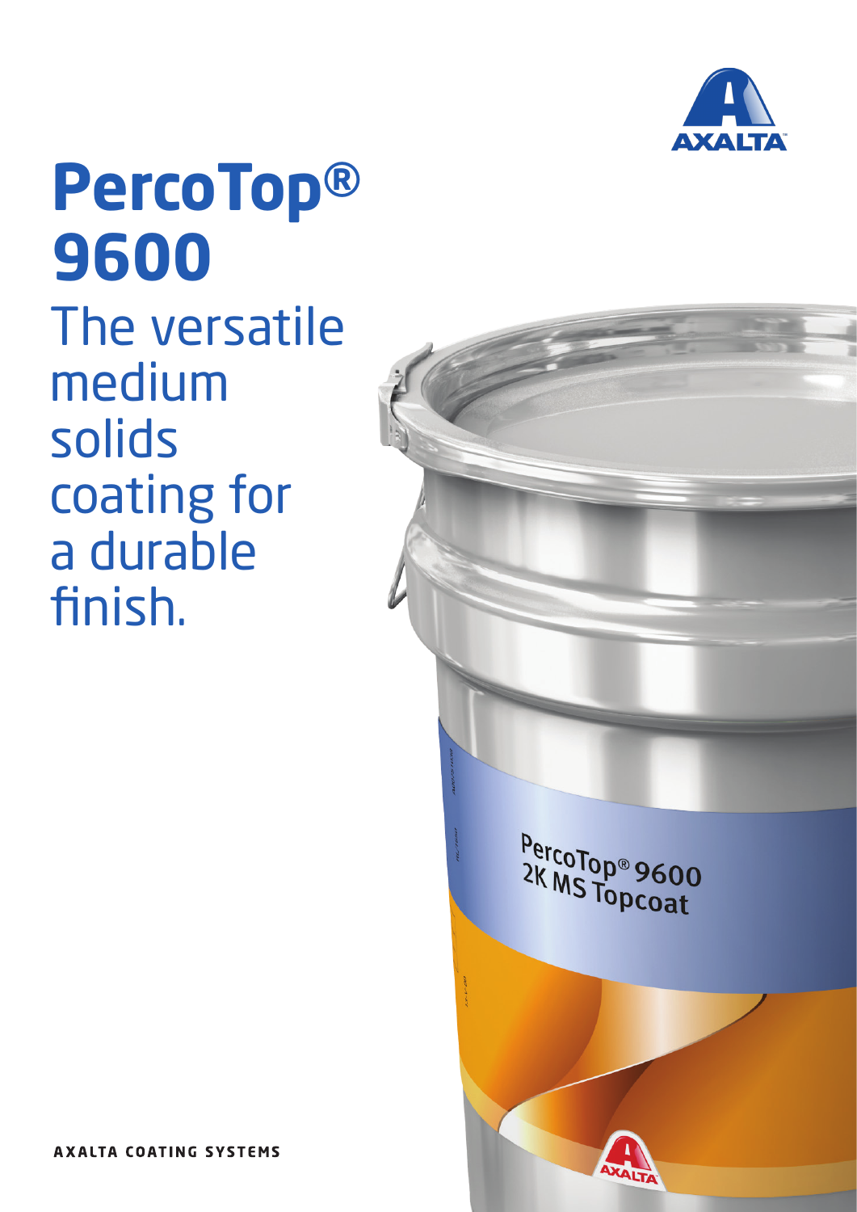# PercoTop® 9600

The versatile medium solids coating for a durable finish.

AXALTA COATING SYSTEMS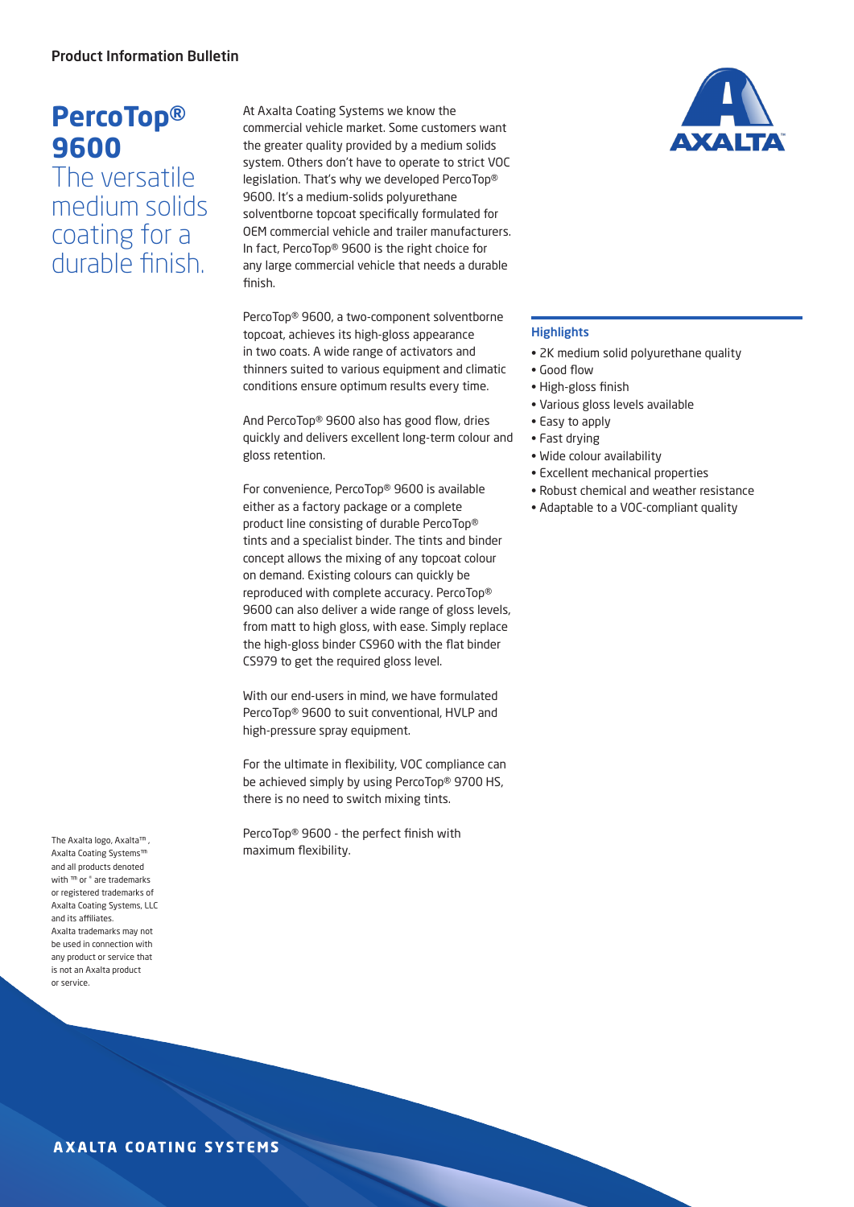Product Information Bulletin

# PercoTop® 9600

## The versatile medium solids coating for a durable finish.

At Axalta Coating Systems we know the commercial vehicle market. Some customers want the greater quality provided by a medium solids system. Others don't have to operate to strict VOC legislation. That's why we developed PercoTop® 9600. It's a medium-solids polyurethane solventborne topcoat specifically formulated for OEM commercial vehicle and trailer manufacturers. In fact, PercoTop® 9600 is the right choice for any large commercial vehicle that needs a durable finish.

PercoTop® 9600, a two-component solventborne topcoat, achieves its high-gloss appearance in two coats. A wide range of activators and thinners suited to various equipment and climatic conditions ensure optimum results every time.

And PercoTop® 9600 also has good flow, dries quickly and delivers excellent long-term colour and gloss retention.

For convenience, PercoTop® 9600 is available either as a factory package or a complete product line consisting of durable PercoTop® tints and a specialist binder. The tints and binder concept allows the mixing of any topcoat colour on demand. Existing colours can quickly be reproduced with complete accuracy. PercoTop® 9600 can also deliver a wide range of gloss levels, from matt to high gloss, with ease. Simply replace the high-gloss binder CS960 with the flat binder CS979 to get the required gloss level.

With our end-users in mind, we have formulated PercoTop® 9600 to suit conventional, HVLP and high-pressure spray equipment.

For the ultimate in flexibility, VOC compliance can be achieved simply by using PercoTop® 9700 HS, there is no need to switch mixing tints.

PercoTop® 9600 - the perfect finish with maximum flexibility.

### Highlights

- 2K medium solid polyurethane quality
- Good flow
- High-gloss finish
- Various gloss levels available
- Easy to apply
- Fast drying
- Wide colour availability
- Excellent mechanical properties
- Robust chemical and weather resistance
- Adaptable to a VOC-compliant quality

The Axalta logo, Axalta™, Axalta Coating Systems™ and all products denoted with ™ or ® are trademarks or registered trademarks of Axalta Coating Systems, LLC and its affiliates. Axalta trademarks may not be used in connection with any product or service that is not an Axalta product or service.

AXALTA COATING SYSTEMS